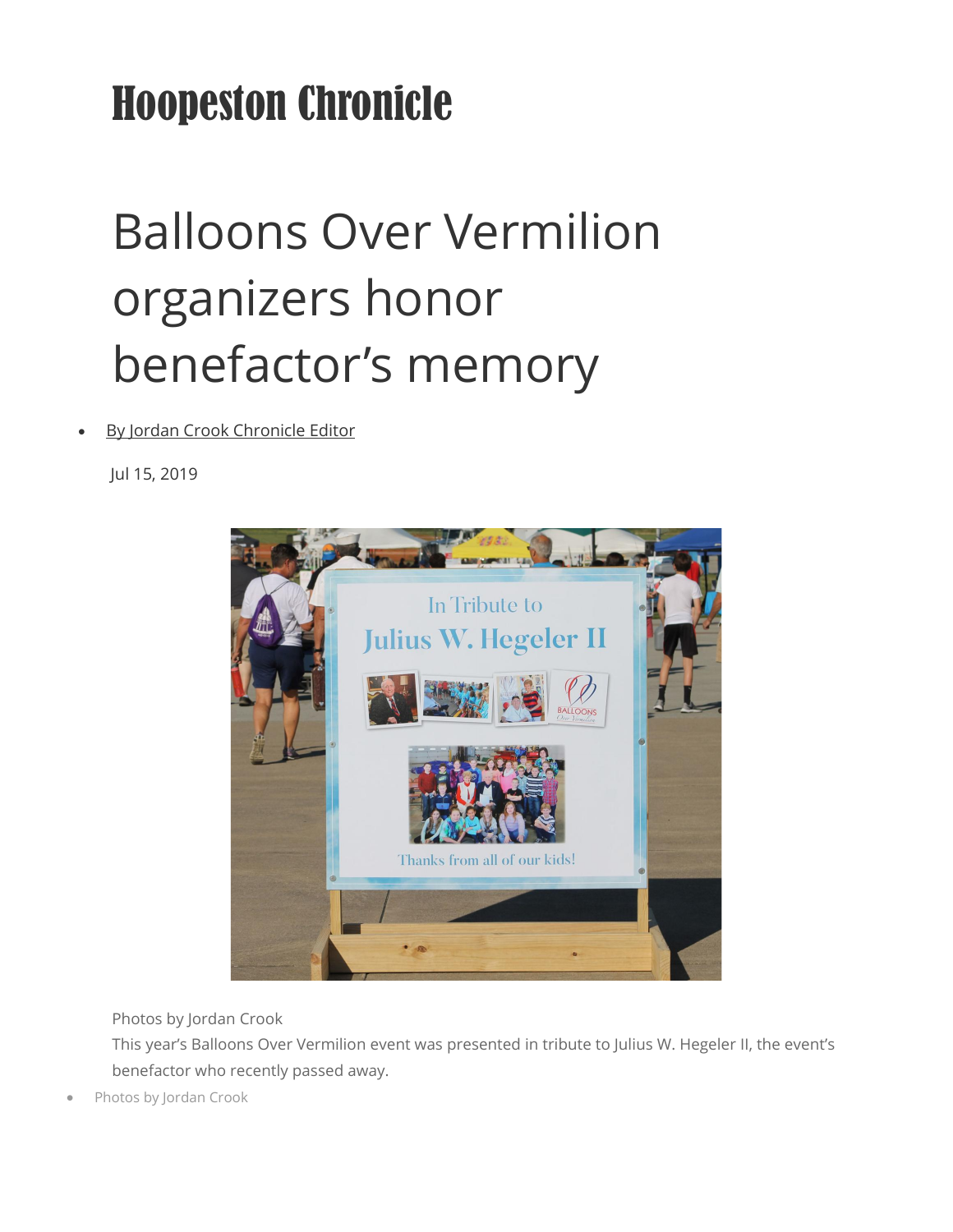# Hoopeston Chronicle

# Balloons Over Vermilion organizers honor benefactor's memory

- By Jordan Crook Chronicle Editor

Jul 15, 2019

Photos by Jordan Crook

This year's Balloons Over Vermilion event was presented in tribute to Julius W. Hegeler II, the event's benefactor who recently passed away.

- Photos by Jordan Crook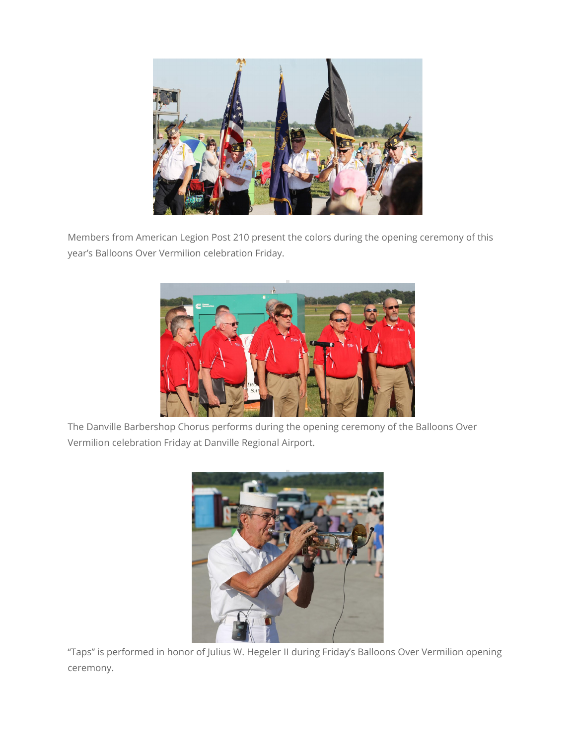Members from American Legion Post 210 present the colors during the opening ceremony of this year's Balloons Over Vermilion celebration Friday.

The Danville Barbershop Chorus performs during the opening ceremony of the Balloons Over Vermilion celebration Friday at Danville Regional Airport.

"Taps" is performed in honor of Julius W. Hegeler II during Friday's Balloons Over Vermilion opening ceremony.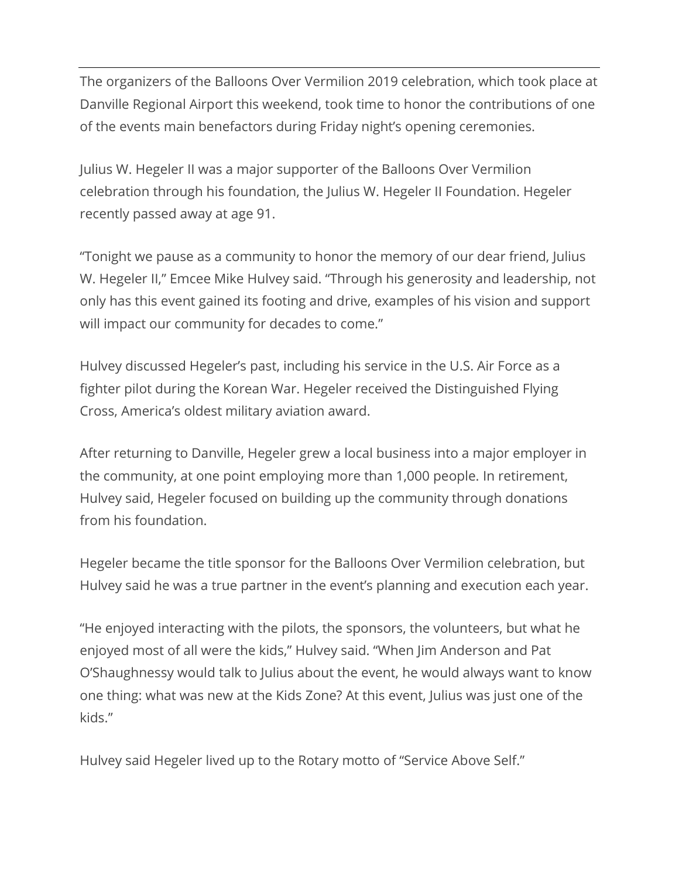---

The organizers of the Balloons Over Vermilion 2019 celebration, which took place at Danville Regional Airport this weekend, took time to honor the contributions of one of the events main benefactors during Friday night's opening ceremonies.

Julius W. Hegeler II was a major supporter of the Balloons Over Vermilion celebration through his foundation, the Julius W. Hegeler II Foundation. Hegeler recently passed away at age 91.

"Tonight we pause as a community to honor the memory of our dear friend, Julius W. Hegeler II," Emcee Mike Hulvey said. "Through his generosity and leadership, not only has this event gained its footing and drive, examples of his vision and support will impact our community for decades to come."

Hulvey discussed Hegeler's past, including his service in the U.S. Air Force as a fighter pilot during the Korean War. Hegeler received the Distinguished Flying Cross, America's oldest military aviation award.

After returning to Danville, Hegeler grew a local business into a major employer in the community, at one point employing more than 1,000 people. In retirement, Hulvey said, Hegeler focused on building up the community through donations from his foundation.

Hegeler became the title sponsor for the Balloons Over Vermilion celebration, but Hulvey said he was a true partner in the event's planning and execution each year.

"He enjoyed interacting with the pilots, the sponsors, the volunteers, but what he enjoyed most of all were the kids," Hulvey said. "When Jim Anderson and Pat O'Shaughnessy would talk to Julius about the event, he would always want to know one thing: what was new at the Kids Zone? At this event, Julius was just one of the kids."

Hulvey said Hegeler lived up to the Rotary motto of "Service Above Self."